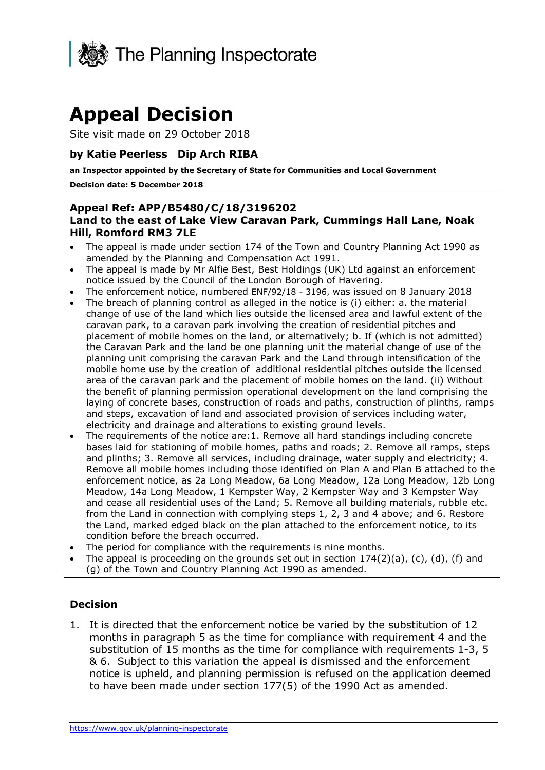The Planning Inspectorate

# Appeal Decision

Site visit made on 29 October 2018

### by Katie Peerless Dip Arch RIBA

**an Inspector appointed by the Secretary of State for Communities and Local Government**

**Decision date: 5 December 2018**

### Appeal Ref: APP/B5480/C/18/3196202
### Land to the east of Lake View Caravan Park, Cummings Hall Lane, Noak Hill, Romford RM3 7LE

- The appeal is made under section 174 of the Town and Country Planning Act 1990 as amended by the Planning and Compensation Act 1991.
- The appeal is made by Mr Alfie Best, Best Holdings (UK) Ltd against an enforcement notice issued by the Council of the London Borough of Havering.
- The enforcement notice, numbered ENF/92/18 - 3196, was issued on 8 January 2018
- The breach of planning control as alleged in the notice is (i) either: a. the material change of use of the land which lies outside the licensed area and lawful extent of the caravan park, to a caravan park involving the creation of residential pitches and placement of mobile homes on the land, or alternatively; b. If (which is not admitted) the Caravan Park and the land be one planning unit the material change of use of the planning unit comprising the caravan Park and the Land through intensification of the mobile home use by the creation of additional residential pitches outside the licensed area of the caravan park and the placement of mobile homes on the land. (ii) Without the benefit of planning permission operational development on the land comprising the laying of concrete bases, construction of roads and paths, construction of plinths, ramps and steps, excavation of land and associated provision of services including water, electricity and drainage and alterations to existing ground levels.
- The requirements of the notice are:1. Remove all hard standings including concrete bases laid for stationing of mobile homes, paths and roads; 2. Remove all ramps, steps and plinths; 3. Remove all services, including drainage, water supply and electricity; 4. Remove all mobile homes including those identified on Plan A and Plan B attached to the enforcement notice, as 2a Long Meadow, 6a Long Meadow, 12a Long Meadow, 12b Long Meadow, 14a Long Meadow, 1 Kempster Way, 2 Kempster Way and 3 Kempster Way and cease all residential uses of the Land; 5. Remove all building materials, rubble etc. from the Land in connection with complying steps 1, 2, 3 and 4 above; and 6. Restore the Land, marked edged black on the plan attached to the enforcement notice, to its condition before the breach occurred.
- The period for compliance with the requirements is nine months.
- The appeal is proceeding on the grounds set out in section 174(2)(a), (c), (d), (f) and (g) of the Town and Country Planning Act 1990 as amended.

### Decision

1. It is directed that the enforcement notice be varied by the substitution of 12 months in paragraph 5 as the time for compliance with requirement 4 and the substitution of 15 months as the time for compliance with requirements 1-3, 5 & 6. Subject to this variation the appeal is dismissed and the enforcement notice is upheld, and planning permission is refused on the application deemed to have been made under section 177(5) of the 1990 Act as amended.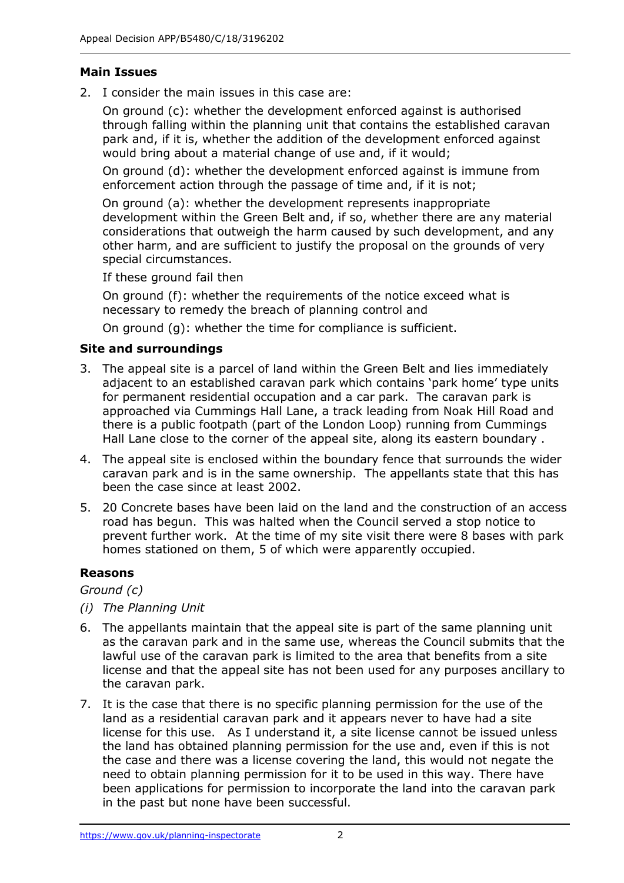**Main Issues**

2. I consider the main issues in this case are:

   On ground (c): whether the development enforced against is authorised through falling within the planning unit that contains the established caravan park and, if it is, whether the addition of the development enforced against would bring about a material change of use and, if it would;

   On ground (d): whether the development enforced against is immune from enforcement action through the passage of time and, if it is not;

   On ground (a): whether the development represents inappropriate development within the Green Belt and, if so, whether there are any material considerations that outweigh the harm caused by such development, and any other harm, and are sufficient to justify the proposal on the grounds of very special circumstances.

   If these ground fail then

   On ground (f): whether the requirements of the notice exceed what is necessary to remedy the breach of planning control and

   On ground (g): whether the time for compliance is sufficient.

**Site and surroundings**

3. The appeal site is a parcel of land within the Green Belt and lies immediately adjacent to an established caravan park which contains 'park home' type units for permanent residential occupation and a car park. The caravan park is approached via Cummings Hall Lane, a track leading from Noak Hill Road and there is a public footpath (part of the London Loop) running from Cummings Hall Lane close to the corner of the appeal site, along its eastern boundary .

4. The appeal site is enclosed within the boundary fence that surrounds the wider caravan park and is in the same ownership. The appellants state that this has been the case since at least 2002.

5. 20 Concrete bases have been laid on the land and the construction of an access road has begun. This was halted when the Council served a stop notice to prevent further work. At the time of my site visit there were 8 bases with park homes stationed on them, 5 of which were apparently occupied.

**Reasons**

*Ground (c)*

*(i) The Planning Unit*

6. The appellants maintain that the appeal site is part of the same planning unit as the caravan park and in the same use, whereas the Council submits that the lawful use of the caravan park is limited to the area that benefits from a site license and that the appeal site has not been used for any purposes ancillary to the caravan park.

7. It is the case that there is no specific planning permission for the use of the land as a residential caravan park and it appears never to have had a site license for this use. As I understand it, a site license cannot be issued unless the land has obtained planning permission for the use and, even if this is not the case and there was a license covering the land, this would not negate the need to obtain planning permission for it to be used in this way. There have been applications for permission to incorporate the land into the caravan park in the past but none have been successful.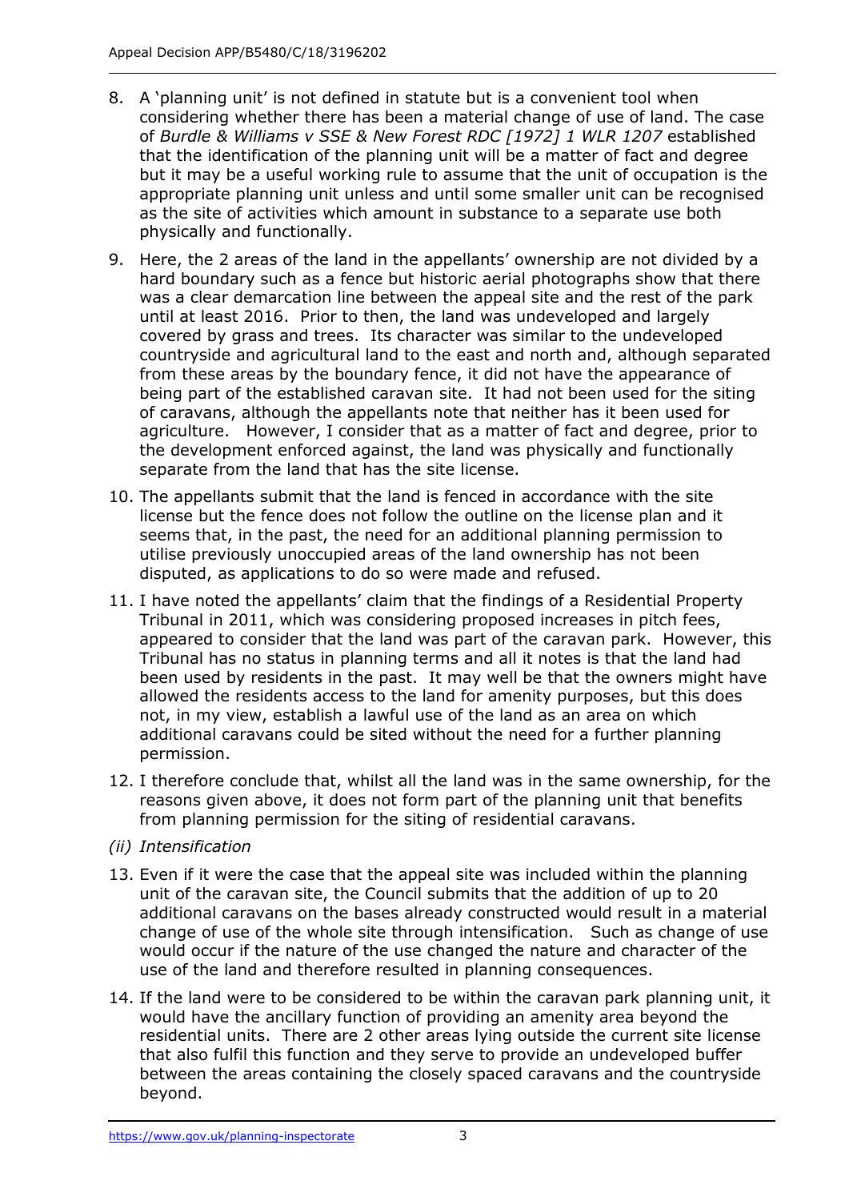8. A 'planning unit' is not defined in statute but is a convenient tool when considering whether there has been a material change of use of land. The case of *Burdle & Williams v SSE & New Forest RDC [1972] 1 WLR 1207* established that the identification of the planning unit will be a matter of fact and degree but it may be a useful working rule to assume that the unit of occupation is the appropriate planning unit unless and until some smaller unit can be recognised as the site of activities which amount in substance to a separate use both physically and functionally.

9. Here, the 2 areas of the land in the appellants' ownership are not divided by a hard boundary such as a fence but historic aerial photographs show that there was a clear demarcation line between the appeal site and the rest of the park until at least 2016. Prior to then, the land was undeveloped and largely covered by grass and trees. Its character was similar to the undeveloped countryside and agricultural land to the east and north and, although separated from these areas by the boundary fence, it did not have the appearance of being part of the established caravan site. It had not been used for the siting of caravans, although the appellants note that neither has it been used for agriculture. However, I consider that as a matter of fact and degree, prior to the development enforced against, the land was physically and functionally separate from the land that has the site license.

10. The appellants submit that the land is fenced in accordance with the site license but the fence does not follow the outline on the license plan and it seems that, in the past, the need for an additional planning permission to utilise previously unoccupied areas of the land ownership has not been disputed, as applications to do so were made and refused.

11. I have noted the appellants' claim that the findings of a Residential Property Tribunal in 2011, which was considering proposed increases in pitch fees, appeared to consider that the land was part of the caravan park. However, this Tribunal has no status in planning terms and all it notes is that the land had been used by residents in the past. It may well be that the owners might have allowed the residents access to the land for amenity purposes, but this does not, in my view, establish a lawful use of the land as an area on which additional caravans could be sited without the need for a further planning permission.

12. I therefore conclude that, whilst all the land was in the same ownership, for the reasons given above, it does not form part of the planning unit that benefits from planning permission for the siting of residential caravans.

*(ii) Intensification*

13. Even if it were the case that the appeal site was included within the planning unit of the caravan site, the Council submits that the addition of up to 20 additional caravans on the bases already constructed would result in a material change of use of the whole site through intensification. Such as change of use would occur if the nature of the use changed the nature and character of the use of the land and therefore resulted in planning consequences.

14. If the land were to be considered to be within the caravan park planning unit, it would have the ancillary function of providing an amenity area beyond the residential units. There are 2 other areas lying outside the current site license that also fulfil this function and they serve to provide an undeveloped buffer between the areas containing the closely spaced caravans and the countryside beyond.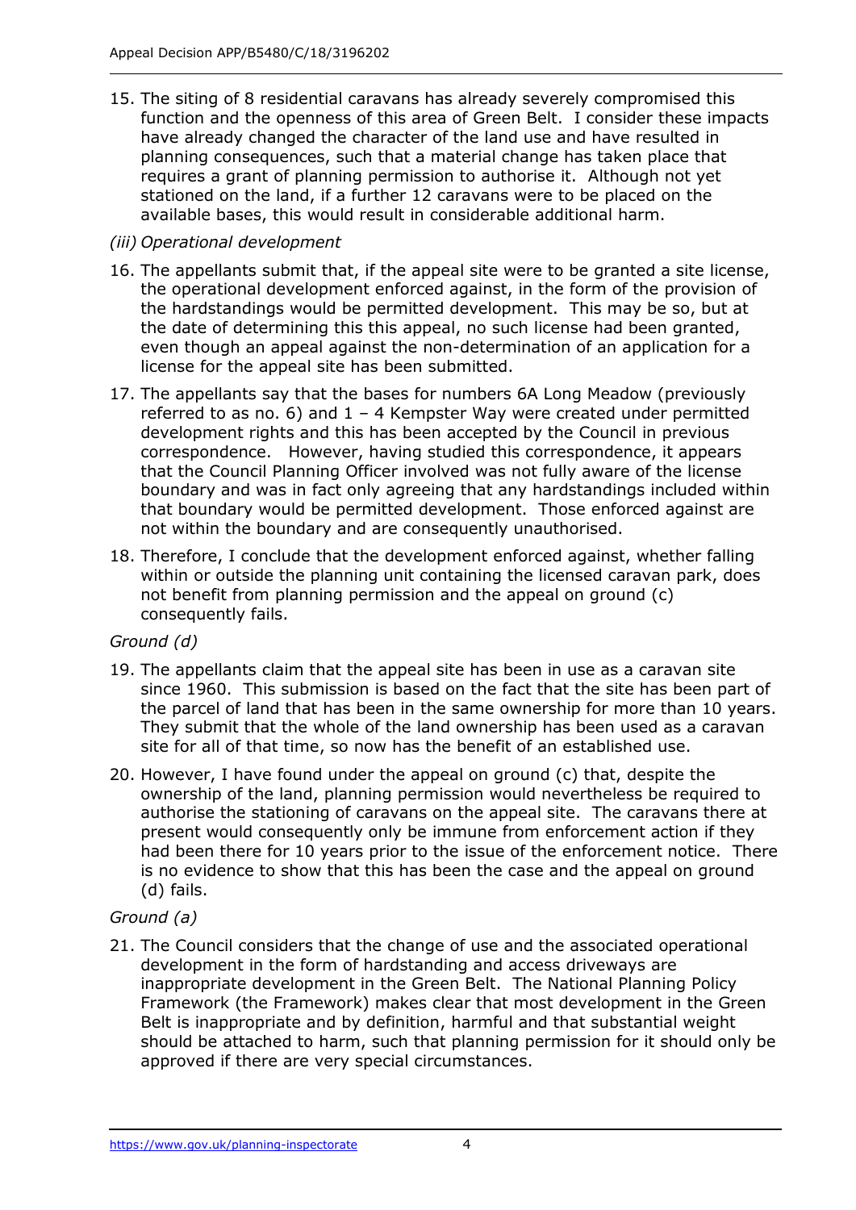15. The siting of 8 residential caravans has already severely compromised this function and the openness of this area of Green Belt. I consider these impacts have already changed the character of the land use and have resulted in planning consequences, such that a material change has taken place that requires a grant of planning permission to authorise it. Although not yet stationed on the land, if a further 12 caravans were to be placed on the available bases, this would result in considerable additional harm.

*(iii) Operational development*

16. The appellants submit that, if the appeal site were to be granted a site license, the operational development enforced against, in the form of the provision of the hardstandings would be permitted development. This may be so, but at the date of determining this this appeal, no such license had been granted, even though an appeal against the non-determination of an application for a license for the appeal site has been submitted.

17. The appellants say that the bases for numbers 6A Long Meadow (previously referred to as no. 6) and 1 – 4 Kempster Way were created under permitted development rights and this has been accepted by the Council in previous correspondence. However, having studied this correspondence, it appears that the Council Planning Officer involved was not fully aware of the license boundary and was in fact only agreeing that any hardstandings included within that boundary would be permitted development. Those enforced against are not within the boundary and are consequently unauthorised.

18. Therefore, I conclude that the development enforced against, whether falling within or outside the planning unit containing the licensed caravan park, does not benefit from planning permission and the appeal on ground (c) consequently fails.

*Ground (d)*

19. The appellants claim that the appeal site has been in use as a caravan site since 1960. This submission is based on the fact that the site has been part of the parcel of land that has been in the same ownership for more than 10 years. They submit that the whole of the land ownership has been used as a caravan site for all of that time, so now has the benefit of an established use.

20. However, I have found under the appeal on ground (c) that, despite the ownership of the land, planning permission would nevertheless be required to authorise the stationing of caravans on the appeal site. The caravans there at present would consequently only be immune from enforcement action if they had been there for 10 years prior to the issue of the enforcement notice. There is no evidence to show that this has been the case and the appeal on ground (d) fails.

*Ground (a)*

21. The Council considers that the change of use and the associated operational development in the form of hardstanding and access driveways are inappropriate development in the Green Belt. The National Planning Policy Framework (the Framework) makes clear that most development in the Green Belt is inappropriate and by definition, harmful and that substantial weight should be attached to harm, such that planning permission for it should only be approved if there are very special circumstances.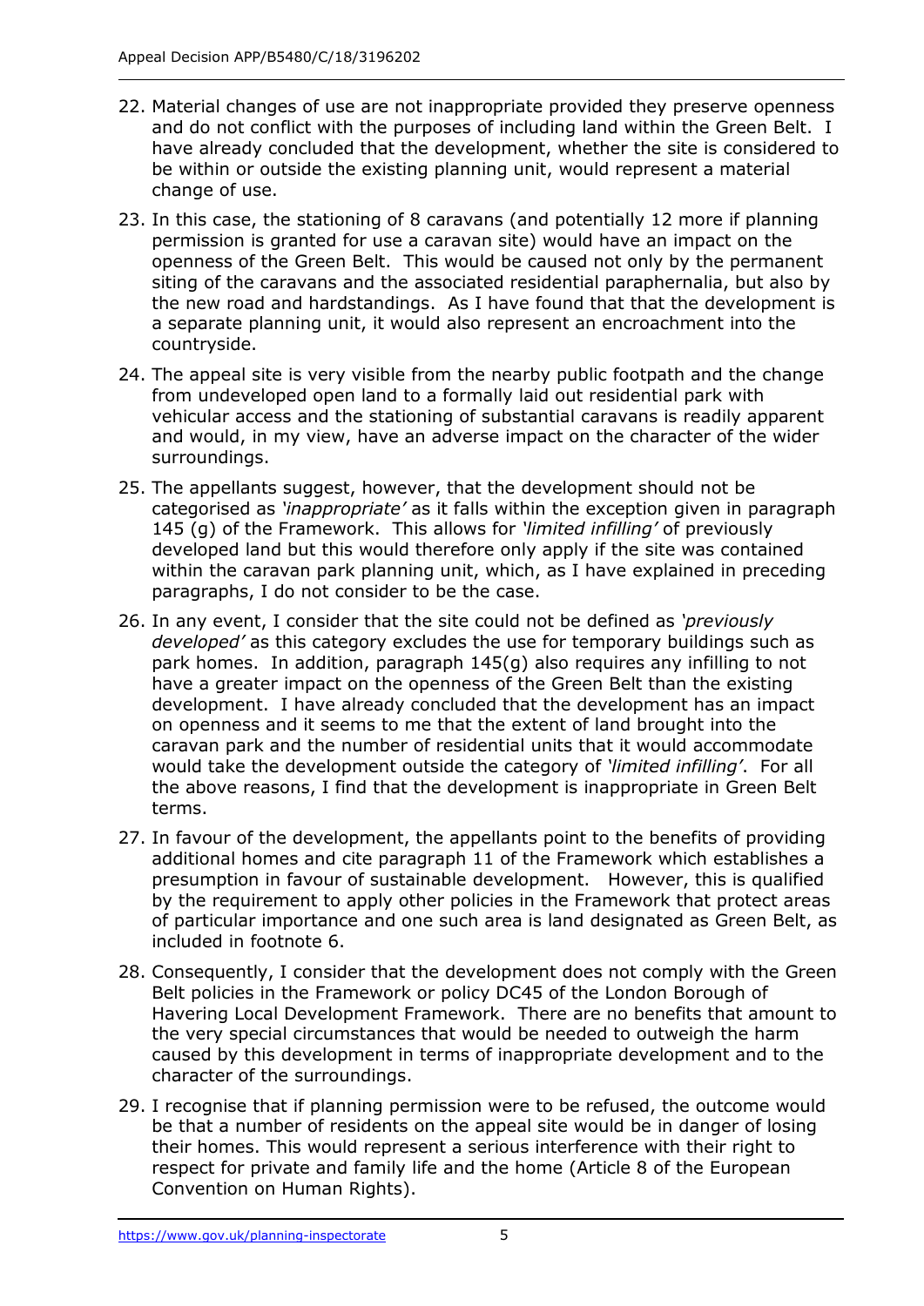22. Material changes of use are not inappropriate provided they preserve openness and do not conflict with the purposes of including land within the Green Belt. I have already concluded that the development, whether the site is considered to be within or outside the existing planning unit, would represent a material change of use.

23. In this case, the stationing of 8 caravans (and potentially 12 more if planning permission is granted for use a caravan site) would have an impact on the openness of the Green Belt. This would be caused not only by the permanent siting of the caravans and the associated residential paraphernalia, but also by the new road and hardstandings. As I have found that that the development is a separate planning unit, it would also represent an encroachment into the countryside.

24. The appeal site is very visible from the nearby public footpath and the change from undeveloped open land to a formally laid out residential park with vehicular access and the stationing of substantial caravans is readily apparent and would, in my view, have an adverse impact on the character of the wider surroundings.

25. The appellants suggest, however, that the development should not be categorised as *'inappropriate'* as it falls within the exception given in paragraph 145 (g) of the Framework. This allows for *'limited infilling'* of previously developed land but this would therefore only apply if the site was contained within the caravan park planning unit, which, as I have explained in preceding paragraphs, I do not consider to be the case.

26. In any event, I consider that the site could not be defined as *'previously developed'* as this category excludes the use for temporary buildings such as park homes. In addition, paragraph 145(g) also requires any infilling to not have a greater impact on the openness of the Green Belt than the existing development. I have already concluded that the development has an impact on openness and it seems to me that the extent of land brought into the caravan park and the number of residential units that it would accommodate would take the development outside the category of *'limited infilling'*. For all the above reasons, I find that the development is inappropriate in Green Belt terms.

27. In favour of the development, the appellants point to the benefits of providing additional homes and cite paragraph 11 of the Framework which establishes a presumption in favour of sustainable development. However, this is qualified by the requirement to apply other policies in the Framework that protect areas of particular importance and one such area is land designated as Green Belt, as included in footnote 6.

28. Consequently, I consider that the development does not comply with the Green Belt policies in the Framework or policy DC45 of the London Borough of Havering Local Development Framework. There are no benefits that amount to the very special circumstances that would be needed to outweigh the harm caused by this development in terms of inappropriate development and to the character of the surroundings.

29. I recognise that if planning permission were to be refused, the outcome would be that a number of residents on the appeal site would be in danger of losing their homes. This would represent a serious interference with their right to respect for private and family life and the home (Article 8 of the European Convention on Human Rights).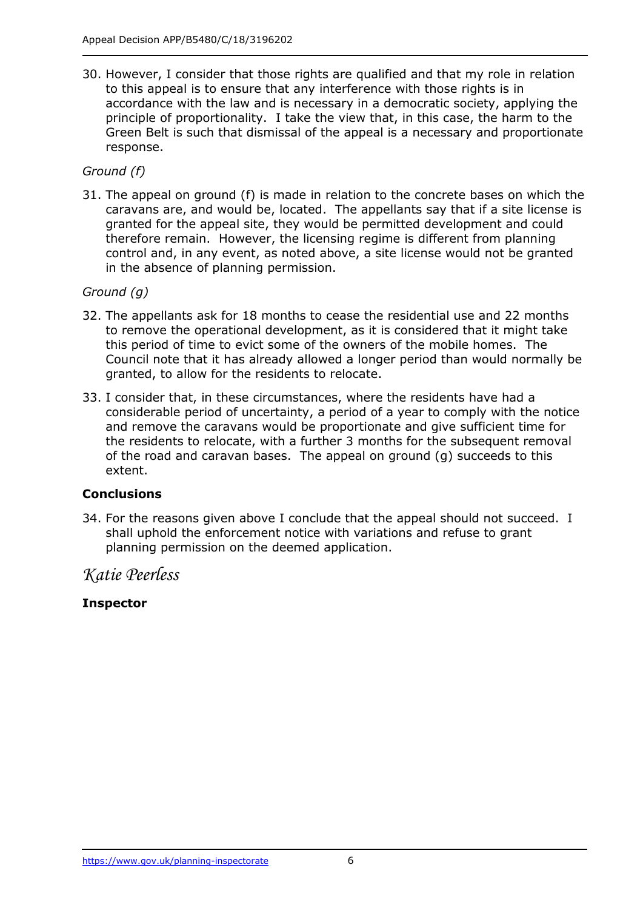30. However, I consider that those rights are qualified and that my role in relation to this appeal is to ensure that any interference with those rights is in accordance with the law and is necessary in a democratic society, applying the principle of proportionality. I take the view that, in this case, the harm to the Green Belt is such that dismissal of the appeal is a necessary and proportionate response.

*Ground (f)*

31. The appeal on ground (f) is made in relation to the concrete bases on which the caravans are, and would be, located. The appellants say that if a site license is granted for the appeal site, they would be permitted development and could therefore remain. However, the licensing regime is different from planning control and, in any event, as noted above, a site license would not be granted in the absence of planning permission.

*Ground (g)*

32. The appellants ask for 18 months to cease the residential use and 22 months to remove the operational development, as it is considered that it might take this period of time to evict some of the owners of the mobile homes. The Council note that it has already allowed a longer period than would normally be granted, to allow for the residents to relocate.

33. I consider that, in these circumstances, where the residents have had a considerable period of uncertainty, a period of a year to comply with the notice and remove the caravans would be proportionate and give sufficient time for the residents to relocate, with a further 3 months for the subsequent removal of the road and caravan bases. The appeal on ground (g) succeeds to this extent.

**Conclusions**

34. For the reasons given above I conclude that the appeal should not succeed. I shall uphold the enforcement notice with variations and refuse to grant planning permission on the deemed application.

*Katie Peerless*

**Inspector**